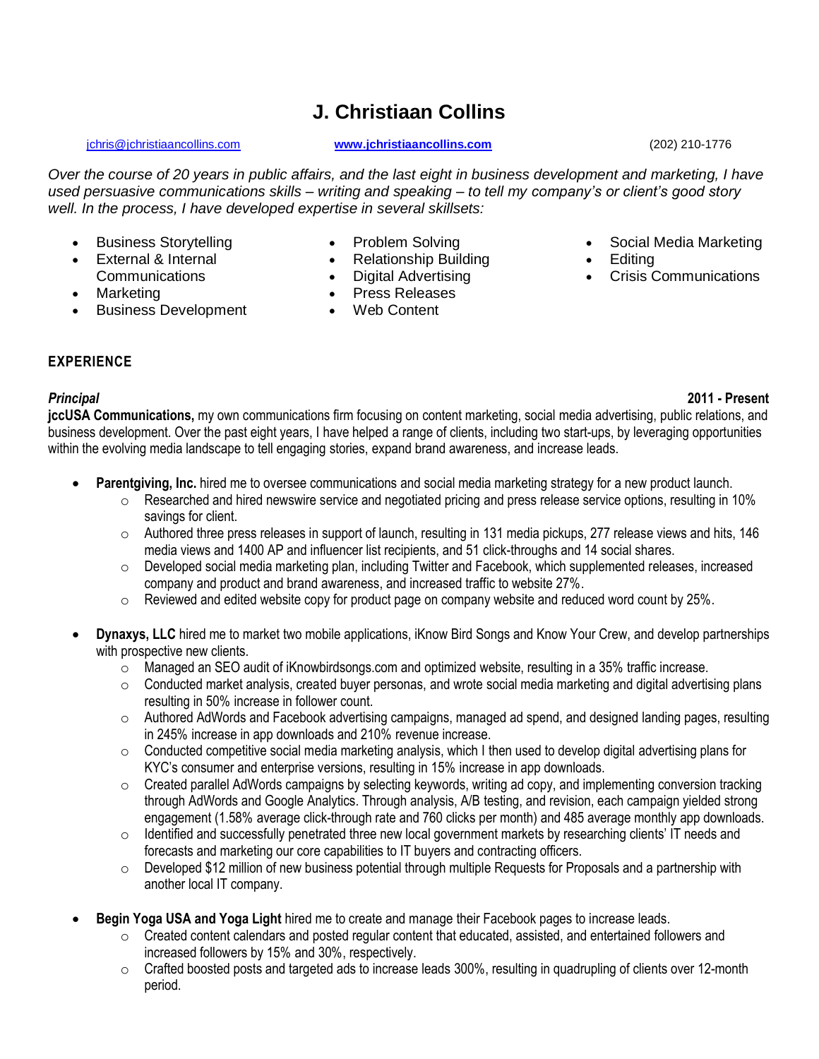# J. Christiaan Collins

jchris@jchristiaancollins.com **www.jchristiaancollins.com** (202) 210-1776

*Over the course of 20 years in public affairs, and the last eight in business development and marketing, I have used persuasive communications skills – writing and speaking – to tell my company's or client's good story well. In the process, I have developed expertise in several skillsets:*

- Business Storytelling
- External & Internal Communications
- Marketing
- Business Development
- Problem Solving
- Relationship Building
- Digital Advertising
- Press Releases
- Web Content
- Social Media Marketing
- Editing
- Crisis Communications

## EXPERIENCE

***Principal*** **2011 - Present**

**jccUSA Communications,** my own communications firm focusing on content marketing, social media advertising, public relations, and business development. Over the past eight years, I have helped a range of clients, including two start-ups, by leveraging opportunities within the evolving media landscape to tell engaging stories, expand brand awareness, and increase leads.

- **Parentgiving, Inc.** hired me to oversee communications and social media marketing strategy for a new product launch.
  - Researched and hired newswire service and negotiated pricing and press release service options, resulting in 10% savings for client.
  - Authored three press releases in support of launch, resulting in 131 media pickups, 277 release views and hits, 146 media views and 1400 AP and influencer list recipients, and 51 click-throughs and 14 social shares.
  - Developed social media marketing plan, including Twitter and Facebook, which supplemented releases, increased company and product and brand awareness, and increased traffic to website 27%.
  - Reviewed and edited website copy for product page on company website and reduced word count by 25%.

- **Dynaxys, LLC** hired me to market two mobile applications, iKnow Bird Songs and Know Your Crew, and develop partnerships with prospective new clients.
  - Managed an SEO audit of iKnowbirdsongs.com and optimized website, resulting in a 35% traffic increase.
  - Conducted market analysis, created buyer personas, and wrote social media marketing and digital advertising plans resulting in 50% increase in follower count.
  - Authored AdWords and Facebook advertising campaigns, managed ad spend, and designed landing pages, resulting in 245% increase in app downloads and 210% revenue increase.
  - Conducted competitive social media marketing analysis, which I then used to develop digital advertising plans for KYC's consumer and enterprise versions, resulting in 15% increase in app downloads.
  - Created parallel AdWords campaigns by selecting keywords, writing ad copy, and implementing conversion tracking through AdWords and Google Analytics. Through analysis, A/B testing, and revision, each campaign yielded strong engagement (1.58% average click-through rate and 760 clicks per month) and 485 average monthly app downloads.
  - Identified and successfully penetrated three new local government markets by researching clients' IT needs and forecasts and marketing our core capabilities to IT buyers and contracting officers.
  - Developed $12 million of new business potential through multiple Requests for Proposals and a partnership with another local IT company.

- **Begin Yoga USA and Yoga Light** hired me to create and manage their Facebook pages to increase leads.
  - Created content calendars and posted regular content that educated, assisted, and entertained followers and increased followers by 15% and 30%, respectively.
  - Crafted boosted posts and targeted ads to increase leads 300%, resulting in quadrupling of clients over 12-month period.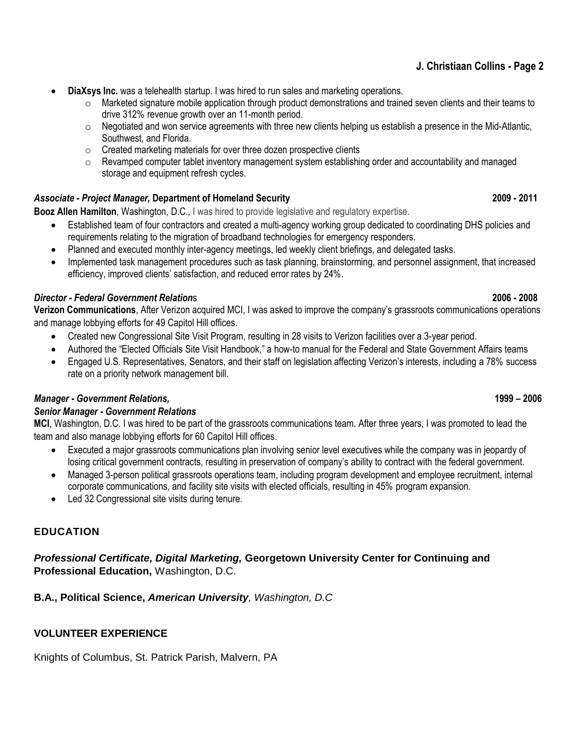- **DiaXsys Inc.** was a telehealth startup. I was hired to run sales and marketing operations.
  - Marketed signature mobile application through product demonstrations and trained seven clients and their teams to drive 312% revenue growth over an 11-month period.
  - Negotiated and won service agreements with three new clients helping us establish a presence in the Mid-Atlantic, Southwest, and Florida.
  - Created marketing materials for over three dozen prospective clients
  - Revamped computer tablet inventory management system establishing order and accountability and managed storage and equipment refresh cycles.

***Associate - Project Manager,* Department of Homeland Security** **2009 - 2011**

**Booz Allen Hamilton**, Washington, D.C., I was hired to provide legislative and regulatory expertise.

- Established team of four contractors and created a multi-agency working group dedicated to coordinating DHS policies and requirements relating to the migration of broadband technologies for emergency responders.
- Planned and executed monthly inter-agency meetings, led weekly client briefings, and delegated tasks.
- Implemented task management procedures such as task planning, brainstorming, and personnel assignment, that increased efficiency, improved clients' satisfaction, and reduced error rates by 24%.

***Director - Federal Government Relation*s** **2006 - 2008**

**Verizon Communications**, After Verizon acquired MCI, I was asked to improve the company's grassroots communications operations and manage lobbying efforts for 49 Capitol Hill offices.

- Created new Congressional Site Visit Program, resulting in 28 visits to Verizon facilities over a 3-year period.
- Authored the "Elected Officials Site Visit Handbook," a how-to manual for the Federal and State Government Affairs teams
- Engaged U.S. Representatives, Senators, and their staff on legislation affecting Verizon's interests, including a 78% success rate on a priority network management bill.

***Manager - Government Relations,*** **1999 – 2006**
***Senior Manager - Government Relations***

**MCI**, Washington, D.C. I was hired to be part of the grassroots communications team. After three years, I was promoted to lead the team and also manage lobbying efforts for 60 Capitol Hill offices.

- Executed a major grassroots communications plan involving senior level executives while the company was in jeopardy of losing critical government contracts, resulting in preservation of company's ability to contract with the federal government.
- Managed 3-person political grassroots operations team, including program development and employee recruitment, internal corporate communications, and facility site visits with elected officials, resulting in 45% program expansion.
- Led 32 Congressional site visits during tenure.

## EDUCATION

***Professional Certificate, Digital Marketing,*** **Georgetown University Center for Continuing and Professional Education,** Washington, D.C.

**B.A., Political Science, *American University***, *Washington, D.C*

## VOLUNTEER EXPERIENCE

Knights of Columbus, St. Patrick Parish, Malvern, PA